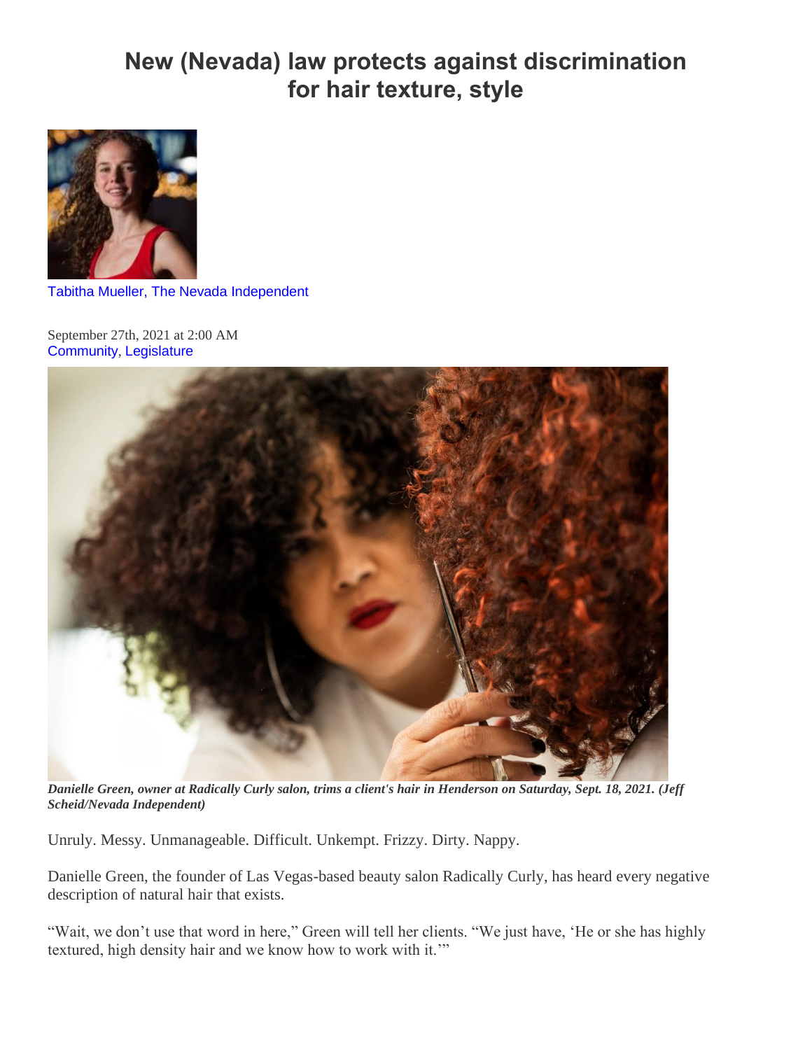# New (Nevada) law protects against discrimination for hair texture, style

Tabitha Mueller, The Nevada Independent

September 27th, 2021 at 2:00 AM
Community, Legislature

***Danielle Green, owner at Radically Curly salon, trims a client's hair in Henderson on Saturday, Sept. 18, 2021. (Jeff Scheid/Nevada Independent)***

Unruly. Messy. Unmanageable. Difficult. Unkempt. Frizzy. Dirty. Nappy.

Danielle Green, the founder of Las Vegas-based beauty salon Radically Curly, has heard every negative description of natural hair that exists.

"Wait, we don't use that word in here," Green will tell her clients. "We just have, 'He or she has highly textured, high density hair and we know how to work with it.'"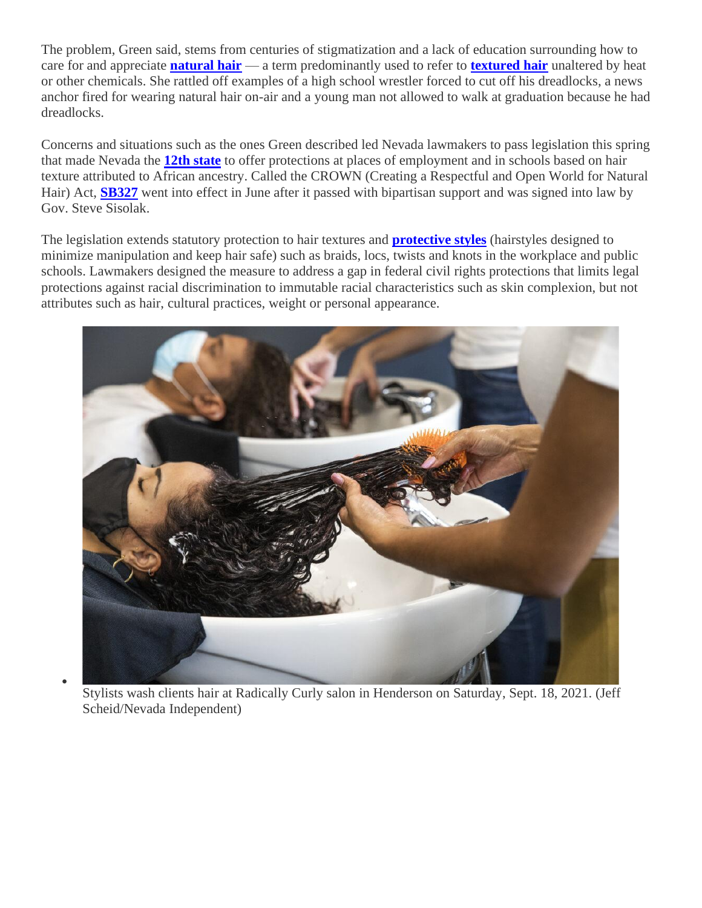The problem, Green said, stems from centuries of stigmatization and a lack of education surrounding how to care for and appreciate **natural hair** — a term predominantly used to refer to **textured hair** unaltered by heat or other chemicals. She rattled off examples of a high school wrestler forced to cut off his dreadlocks, a news anchor fired for wearing natural hair on-air and a young man not allowed to walk at graduation because he had dreadlocks.

Concerns and situations such as the ones Green described led Nevada lawmakers to pass legislation this spring that made Nevada the **12th state** to offer protections at places of employment and in schools based on hair texture attributed to African ancestry. Called the CROWN (Creating a Respectful and Open World for Natural Hair) Act, **SB327** went into effect in June after it passed with bipartisan support and was signed into law by Gov. Steve Sisolak.

The legislation extends statutory protection to hair textures and **protective styles** (hairstyles designed to minimize manipulation and keep hair safe) such as braids, locs, twists and knots in the workplace and public schools. Lawmakers designed the measure to address a gap in federal civil rights protections that limits legal protections against racial discrimination to immutable racial characteristics such as skin complexion, but not attributes such as hair, cultural practices, weight or personal appearance.

- Stylists wash clients hair at Radically Curly salon in Henderson on Saturday, Sept. 18, 2021. (Jeff Scheid/Nevada Independent)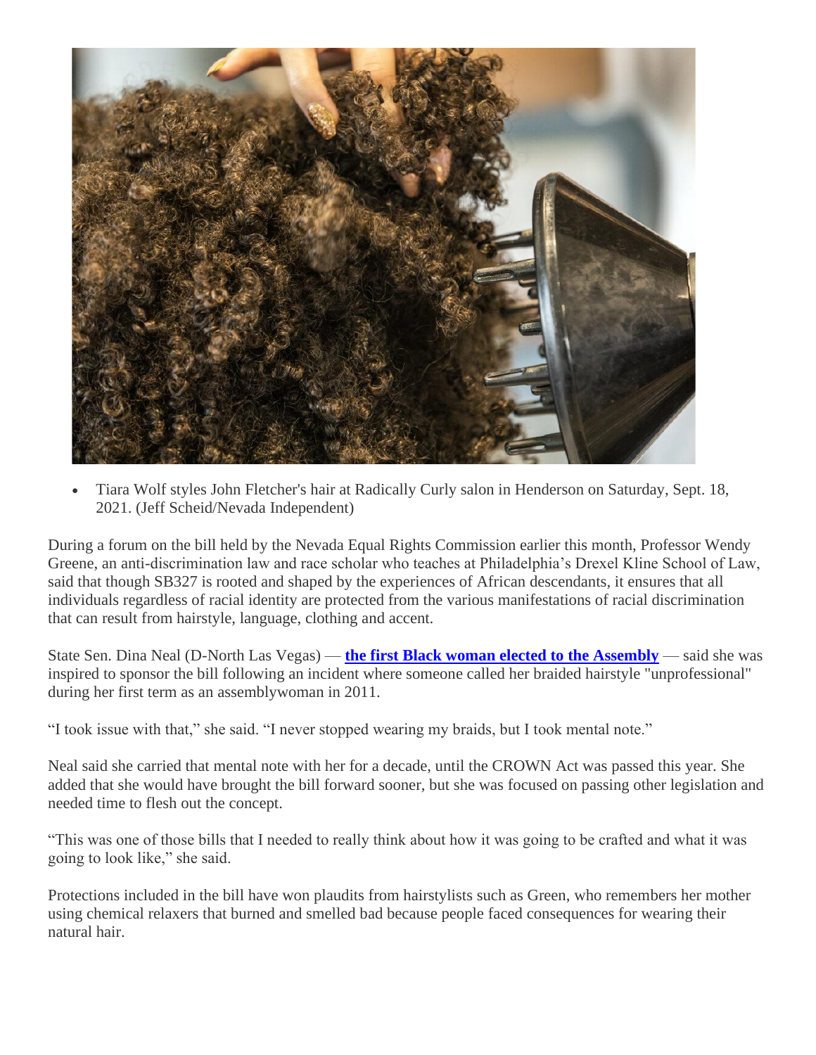- Tiara Wolf styles John Fletcher's hair at Radically Curly salon in Henderson on Saturday, Sept. 18, 2021. (Jeff Scheid/Nevada Independent)

During a forum on the bill held by the Nevada Equal Rights Commission earlier this month, Professor Wendy Greene, an anti-discrimination law and race scholar who teaches at Philadelphia's Drexel Kline School of Law, said that though SB327 is rooted and shaped by the experiences of African descendants, it ensures that all individuals regardless of racial identity are protected from the various manifestations of racial discrimination that can result from hairstyle, language, clothing and accent.

State Sen. Dina Neal (D-North Las Vegas) — **the first Black woman elected to the Assembly** — said she was inspired to sponsor the bill following an incident where someone called her braided hairstyle "unprofessional" during her first term as an assemblywoman in 2011.

"I took issue with that," she said. "I never stopped wearing my braids, but I took mental note."

Neal said she carried that mental note with her for a decade, until the CROWN Act was passed this year. She added that she would have brought the bill forward sooner, but she was focused on passing other legislation and needed time to flesh out the concept.

"This was one of those bills that I needed to really think about how it was going to be crafted and what it was going to look like," she said.

Protections included in the bill have won plaudits from hairstylists such as Green, who remembers her mother using chemical relaxers that burned and smelled bad because people faced consequences for wearing their natural hair.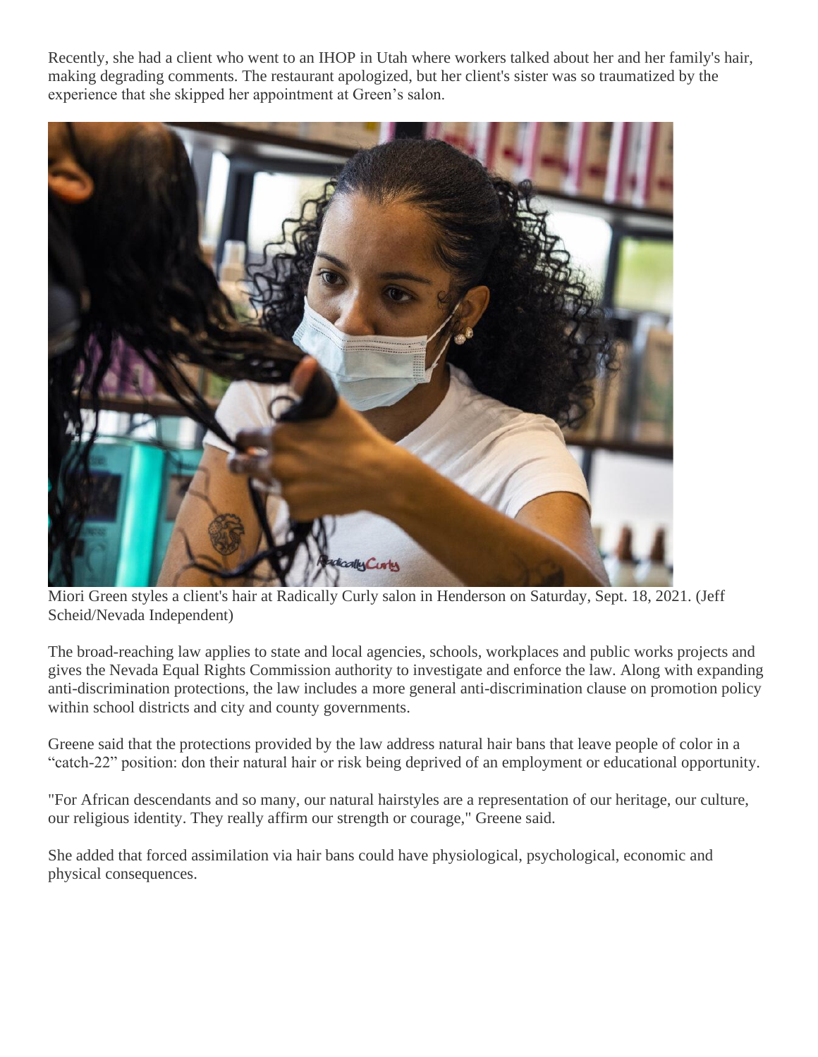Recently, she had a client who went to an IHOP in Utah where workers talked about her and her family's hair, making degrading comments. The restaurant apologized, but her client's sister was so traumatized by the experience that she skipped her appointment at Green's salon.

Miori Green styles a client's hair at Radically Curly salon in Henderson on Saturday, Sept. 18, 2021. (Jeff Scheid/Nevada Independent)

The broad-reaching law applies to state and local agencies, schools, workplaces and public works projects and gives the Nevada Equal Rights Commission authority to investigate and enforce the law. Along with expanding anti-discrimination protections, the law includes a more general anti-discrimination clause on promotion policy within school districts and city and county governments.

Greene said that the protections provided by the law address natural hair bans that leave people of color in a "catch-22" position: don their natural hair or risk being deprived of an employment or educational opportunity.

"For African descendants and so many, our natural hairstyles are a representation of our heritage, our culture, our religious identity. They really affirm our strength or courage," Greene said.

She added that forced assimilation via hair bans could have physiological, psychological, economic and physical consequences.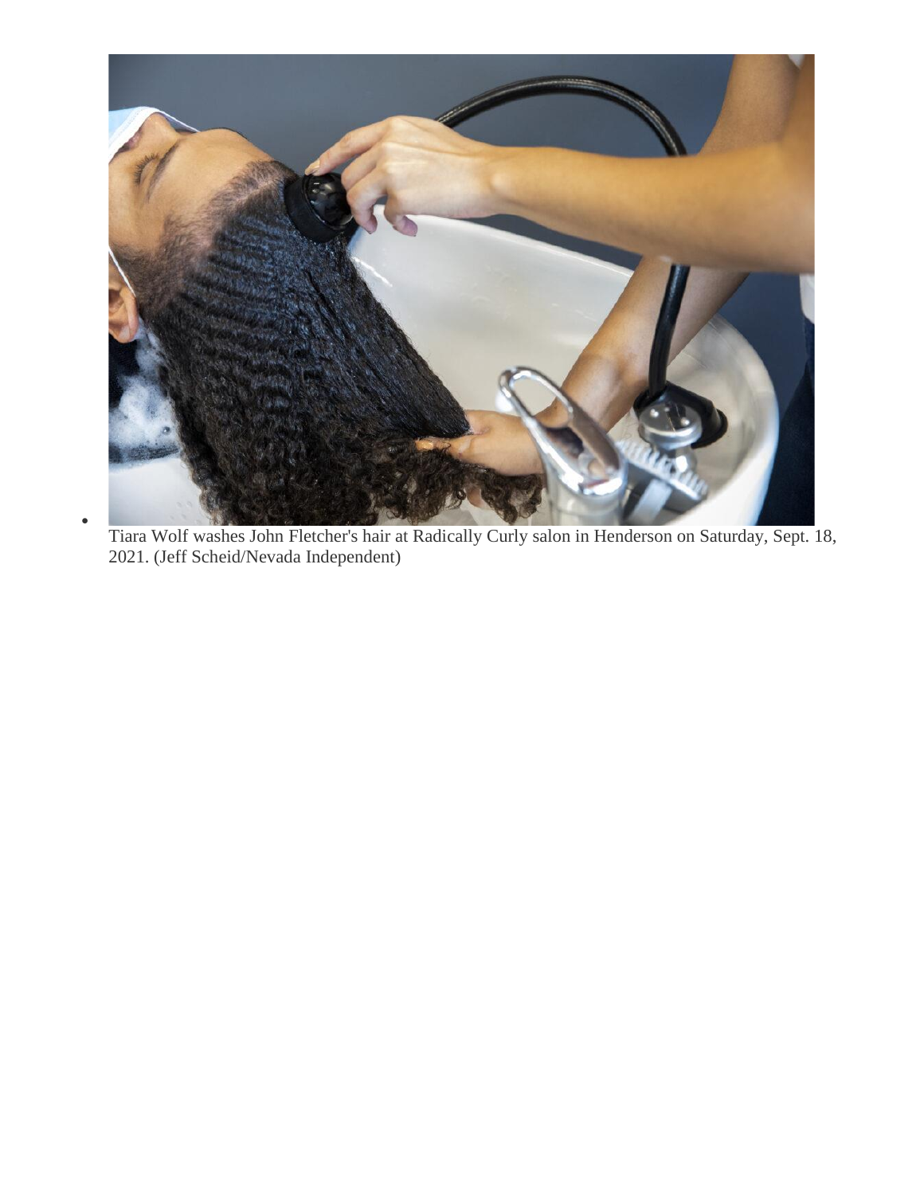- Tiara Wolf washes John Fletcher's hair at Radically Curly salon in Henderson on Saturday, Sept. 18, 2021. (Jeff Scheid/Nevada Independent)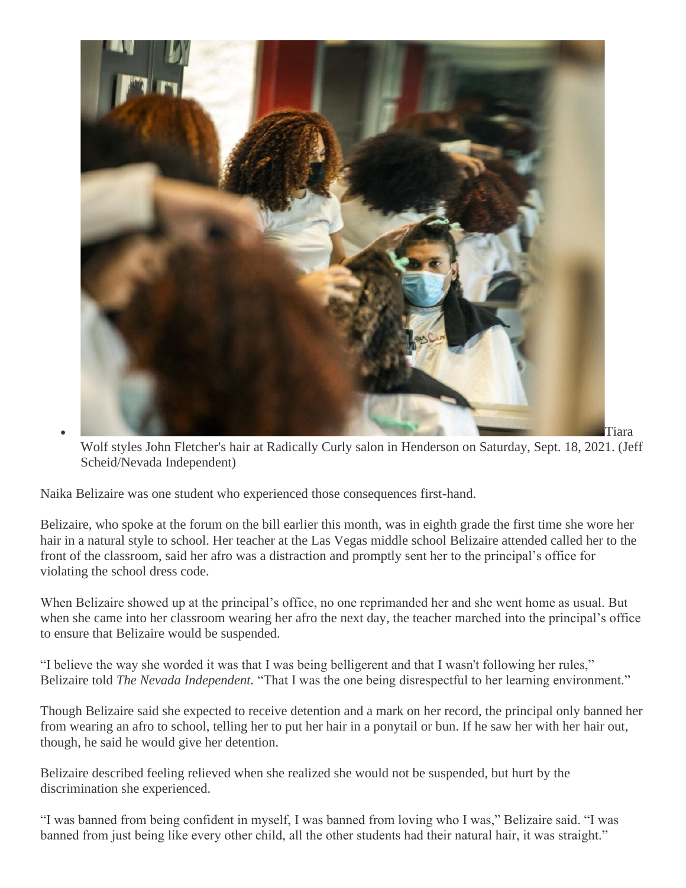- Tiara Wolf styles John Fletcher's hair at Radically Curly salon in Henderson on Saturday, Sept. 18, 2021. (Jeff Scheid/Nevada Independent)

Naika Belizaire was one student who experienced those consequences first-hand.

Belizaire, who spoke at the forum on the bill earlier this month, was in eighth grade the first time she wore her hair in a natural style to school. Her teacher at the Las Vegas middle school Belizaire attended called her to the front of the classroom, said her afro was a distraction and promptly sent her to the principal's office for violating the school dress code.

When Belizaire showed up at the principal's office, no one reprimanded her and she went home as usual. But when she came into her classroom wearing her afro the next day, the teacher marched into the principal's office to ensure that Belizaire would be suspended.

"I believe the way she worded it was that I was being belligerent and that I wasn't following her rules," Belizaire told *The Nevada Independent.* "That I was the one being disrespectful to her learning environment."

Though Belizaire said she expected to receive detention and a mark on her record, the principal only banned her from wearing an afro to school, telling her to put her hair in a ponytail or bun. If he saw her with her hair out, though, he said he would give her detention.

Belizaire described feeling relieved when she realized she would not be suspended, but hurt by the discrimination she experienced.

"I was banned from being confident in myself, I was banned from loving who I was," Belizaire said. "I was banned from just being like every other child, all the other students had their natural hair, it was straight."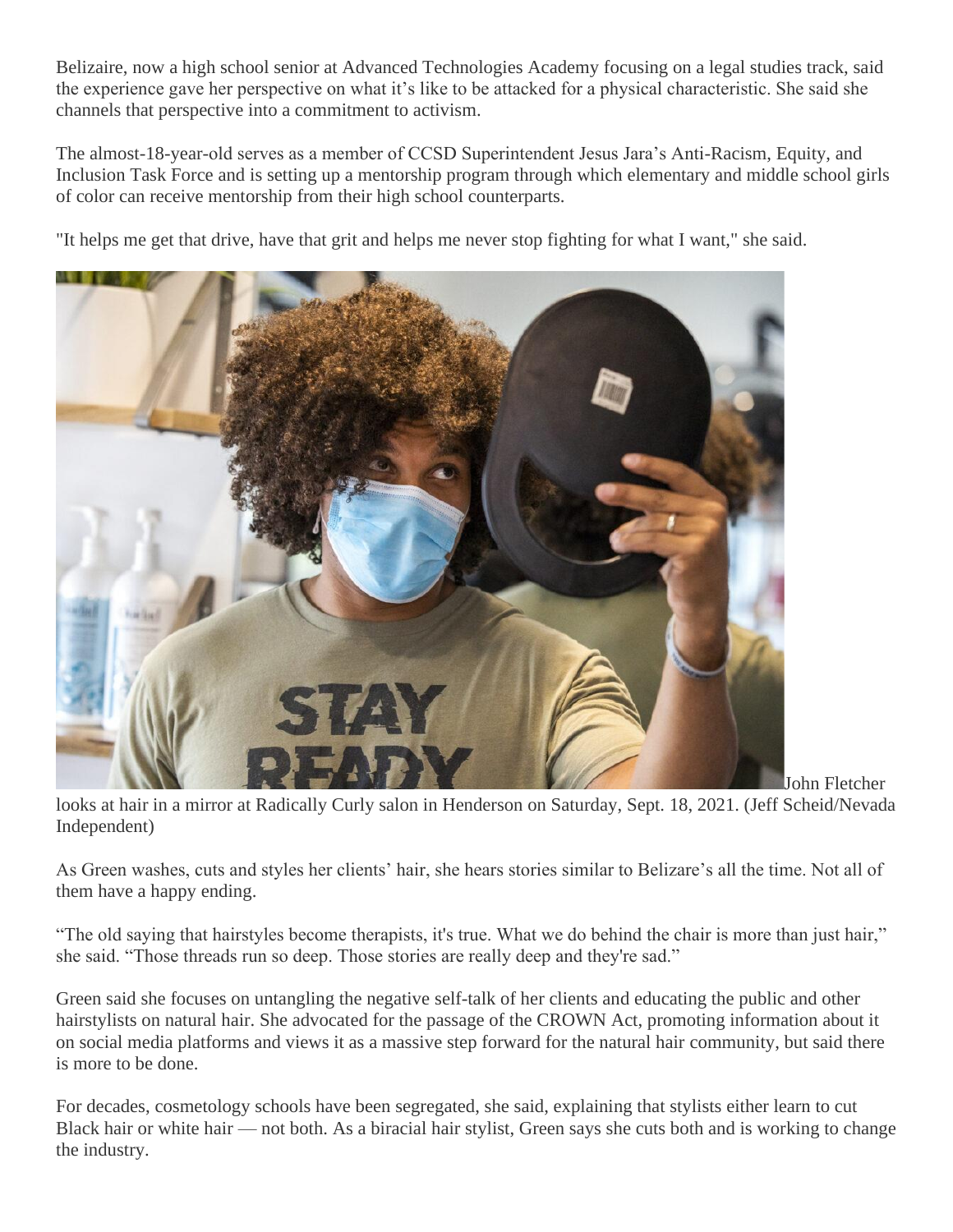Belizaire, now a high school senior at Advanced Technologies Academy focusing on a legal studies track, said the experience gave her perspective on what it's like to be attacked for a physical characteristic. She said she channels that perspective into a commitment to activism.

The almost-18-year-old serves as a member of CCSD Superintendent Jesus Jara's Anti-Racism, Equity, and Inclusion Task Force and is setting up a mentorship program through which elementary and middle school girls of color can receive mentorship from their high school counterparts.

"It helps me get that drive, have that grit and helps me never stop fighting for what I want," she said.

John Fletcher looks at hair in a mirror at Radically Curly salon in Henderson on Saturday, Sept. 18, 2021. (Jeff Scheid/Nevada Independent)

As Green washes, cuts and styles her clients' hair, she hears stories similar to Belizare's all the time. Not all of them have a happy ending.

"The old saying that hairstyles become therapists, it's true. What we do behind the chair is more than just hair," she said. "Those threads run so deep. Those stories are really deep and they're sad."

Green said she focuses on untangling the negative self-talk of her clients and educating the public and other hairstylists on natural hair. She advocated for the passage of the CROWN Act, promoting information about it on social media platforms and views it as a massive step forward for the natural hair community, but said there is more to be done.

For decades, cosmetology schools have been segregated, she said, explaining that stylists either learn to cut Black hair or white hair — not both. As a biracial hair stylist, Green says she cuts both and is working to change the industry.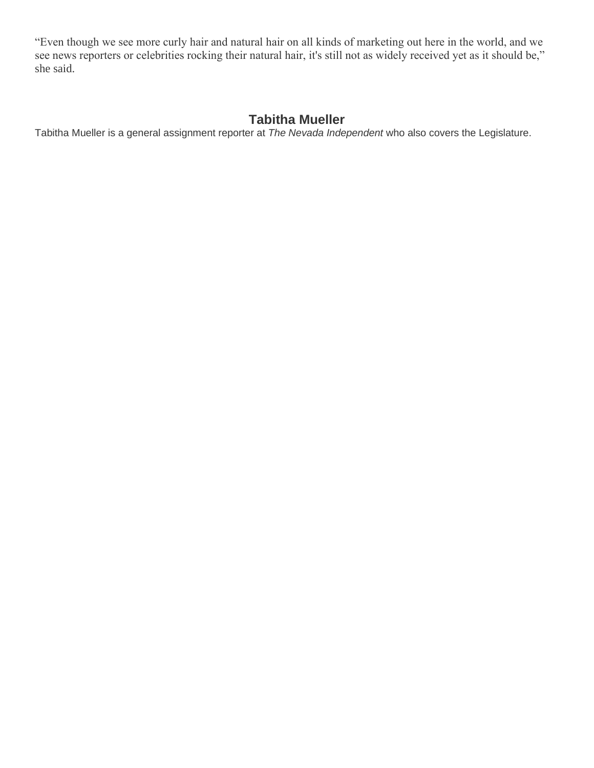“Even though we see more curly hair and natural hair on all kinds of marketing out here in the world, and we see news reporters or celebrities rocking their natural hair, it's still not as widely received yet as it should be,” she said.

## Tabitha Mueller

Tabitha Mueller is a general assignment reporter at *The Nevada Independent* who also covers the Legislature.